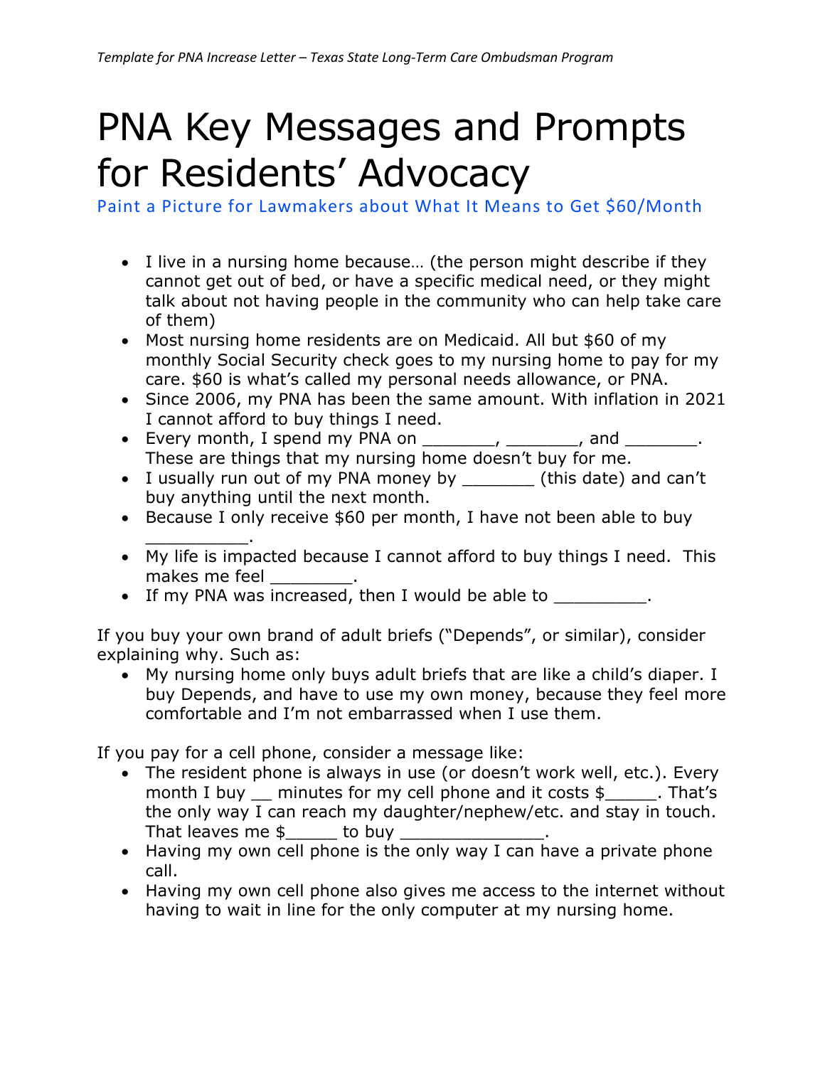# PNA Key Messages and Prompts for Residents' Advocacy

Paint a Picture for Lawmakers about What It Means to Get $60/Month

- I live in a nursing home because… (the person might describe if they cannot get out of bed, or have a specific medical need, or they might talk about not having people in the community who can help take care of them)
- Most nursing home residents are on Medicaid. All but $60 of my monthly Social Security check goes to my nursing home to pay for my care. $60 is what's called my personal needs allowance, or PNA.
- Since 2006, my PNA has been the same amount. With inflation in 2021 I cannot afford to buy things I need.
- Every month, I spend my PNA on _______, _______, and _______. These are things that my nursing home doesn't buy for me.
- I usually run out of my PNA money by _______ (this date) and can't buy anything until the next month.
- Because I only receive $60 per month, I have not been able to buy __________.
- My life is impacted because I cannot afford to buy things I need. This makes me feel ________.
- If my PNA was increased, then I would be able to _________.

If you buy your own brand of adult briefs ("Depends", or similar), consider explaining why. Such as:

- My nursing home only buys adult briefs that are like a child's diaper. I buy Depends, and have to use my own money, because they feel more comfortable and I'm not embarrassed when I use them.

If you pay for a cell phone, consider a message like:

- The resident phone is always in use (or doesn't work well, etc.). Every month I buy __ minutes for my cell phone and it costs $_____. That's the only way I can reach my daughter/nephew/etc. and stay in touch. That leaves me $_____ to buy ______________.
- Having my own cell phone is the only way I can have a private phone call.
- Having my own cell phone also gives me access to the internet without having to wait in line for the only computer at my nursing home.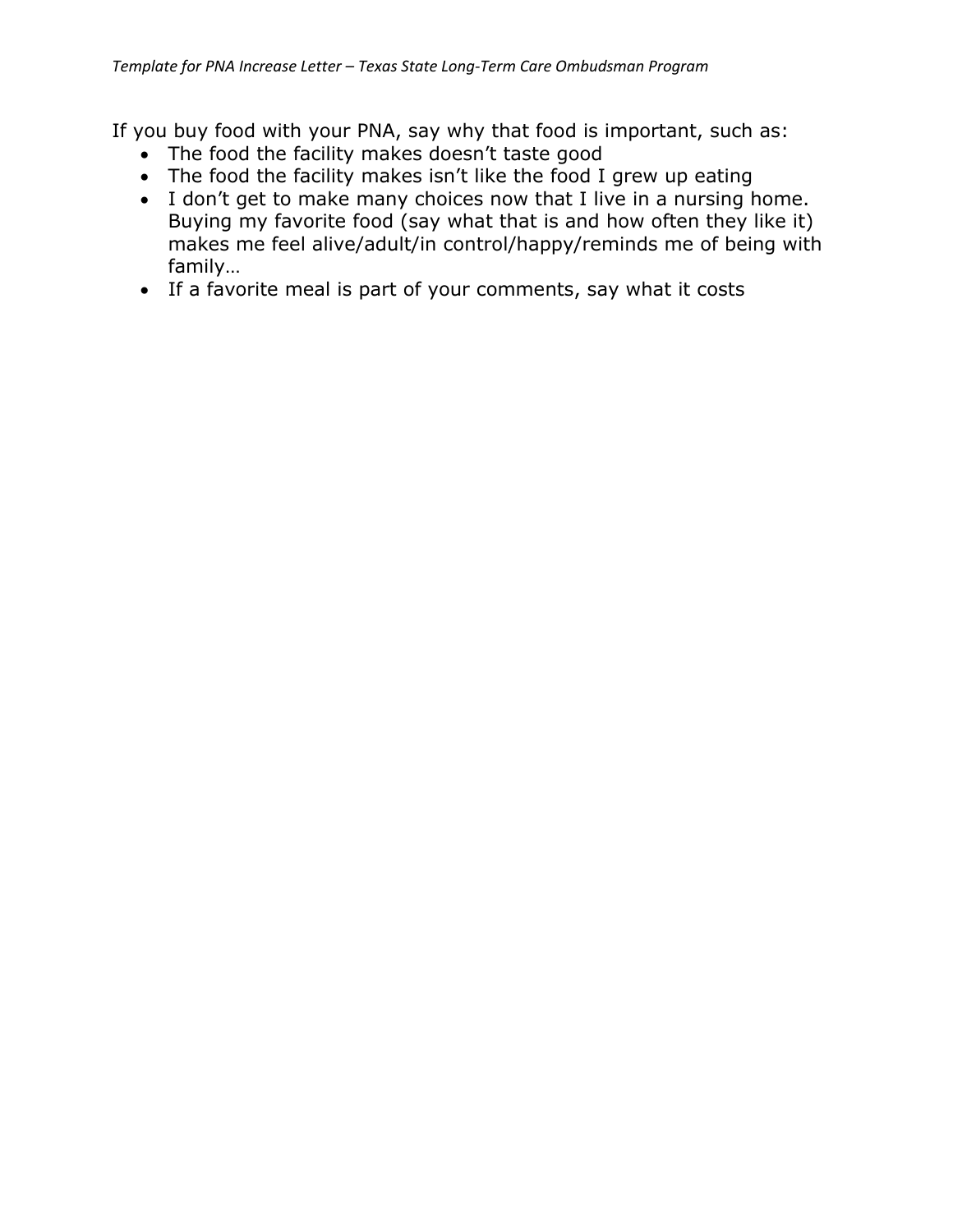If you buy food with your PNA, say why that food is important, such as:

- The food the facility makes doesn't taste good
- The food the facility makes isn't like the food I grew up eating
- I don't get to make many choices now that I live in a nursing home. Buying my favorite food (say what that is and how often they like it) makes me feel alive/adult/in control/happy/reminds me of being with family…
- If a favorite meal is part of your comments, say what it costs